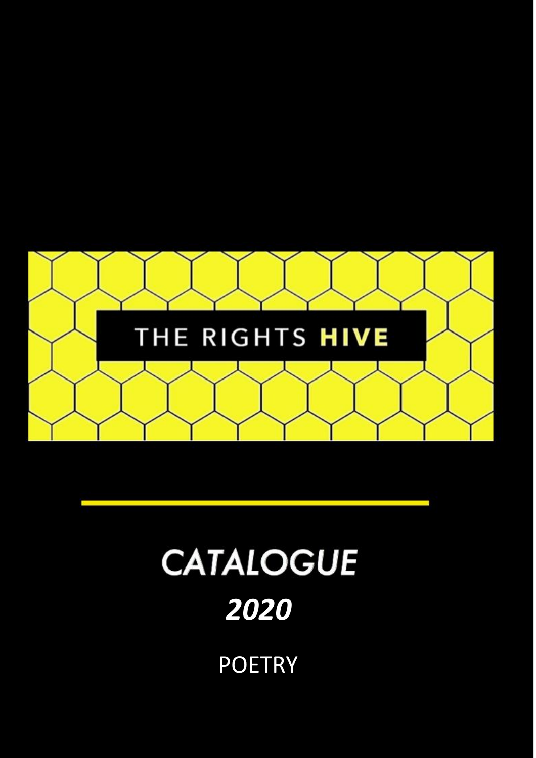# THE RIGHTS HIVE

# CATALOGUE

## *2020*

POETRY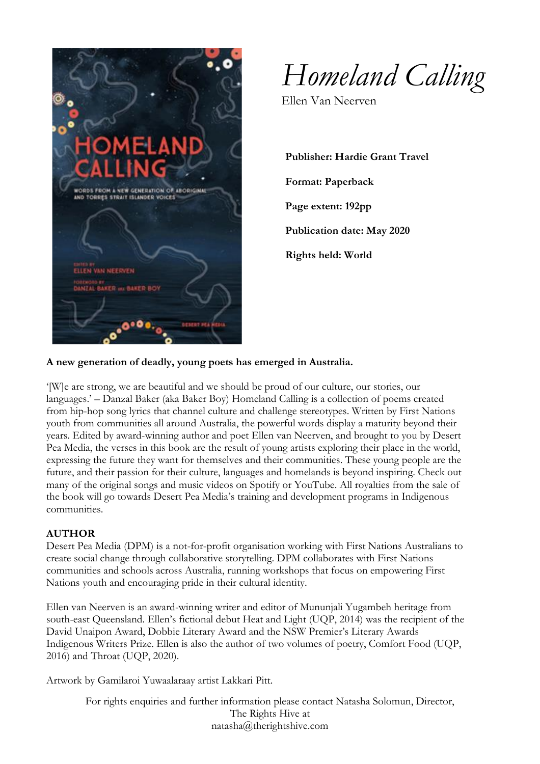# *Homeland Calling*

Ellen Van Neerven

**Publisher: Hardie Grant Travel**

**Format: Paperback**

**Page extent: 192pp**

**Publication date: May 2020**

**Rights held: World**

**A new generation of deadly, young poets has emerged in Australia.**

'[W]e are strong, we are beautiful and we should be proud of our culture, our stories, our languages.' – Danzal Baker (aka Baker Boy) Homeland Calling is a collection of poems created from hip-hop song lyrics that channel culture and challenge stereotypes. Written by First Nations youth from communities all around Australia, the powerful words display a maturity beyond their years. Edited by award-winning author and poet Ellen van Neerven, and brought to you by Desert Pea Media, the verses in this book are the result of young artists exploring their place in the world, expressing the future they want for themselves and their communities. These young people are the future, and their passion for their culture, languages and homelands is beyond inspiring. Check out many of the original songs and music videos on Spotify or YouTube. All royalties from the sale of the book will go towards Desert Pea Media's training and development programs in Indigenous communities.

**AUTHOR**

Desert Pea Media (DPM) is a not-for-profit organisation working with First Nations Australians to create social change through collaborative storytelling. DPM collaborates with First Nations communities and schools across Australia, running workshops that focus on empowering First Nations youth and encouraging pride in their cultural identity.

Ellen van Neerven is an award-winning writer and editor of Mununjali Yugambeh heritage from south-east Queensland. Ellen's fictional debut Heat and Light (UQP, 2014) was the recipient of the David Unaipon Award, Dobbie Literary Award and the NSW Premier's Literary Awards Indigenous Writers Prize. Ellen is also the author of two volumes of poetry, Comfort Food (UQP, 2016) and Throat (UQP, 2020).

Artwork by Gamilaroi Yuwaalaraay artist Lakkari Pitt.

For rights enquiries and further information please contact Natasha Solomun, Director, The Rights Hive at natasha@therightshive.com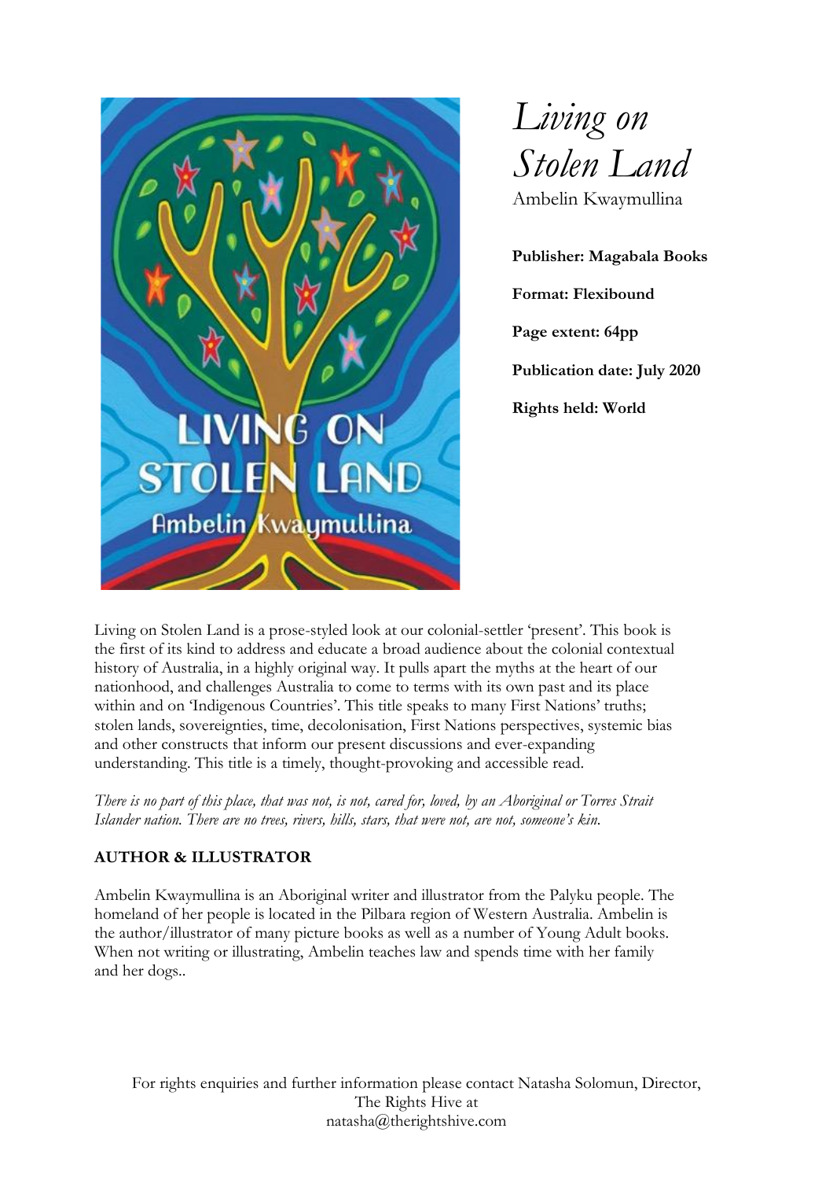# *Living on Stolen Land*

Ambelin Kwaymullina

**Publisher: Magabala Books**

**Format: Flexibound**

**Page extent: 64pp**

**Publication date: July 2020**

**Rights held: World**

Living on Stolen Land is a prose-styled look at our colonial-settler 'present'. This book is the first of its kind to address and educate a broad audience about the colonial contextual history of Australia, in a highly original way. It pulls apart the myths at the heart of our nationhood, and challenges Australia to come to terms with its own past and its place within and on 'Indigenous Countries'. This title speaks to many First Nations' truths; stolen lands, sovereignties, time, decolonisation, First Nations perspectives, systemic bias and other constructs that inform our present discussions and ever-expanding understanding. This title is a timely, thought-provoking and accessible read.

*There is no part of this place, that was not, is not, cared for, loved, by an Aboriginal or Torres Strait Islander nation. There are no trees, rivers, hills, stars, that were not, are not, someone's kin.*

**AUTHOR & ILLUSTRATOR**

Ambelin Kwaymullina is an Aboriginal writer and illustrator from the Palyku people. The homeland of her people is located in the Pilbara region of Western Australia. Ambelin is the author/illustrator of many picture books as well as a number of Young Adult books. When not writing or illustrating, Ambelin teaches law and spends time with her family and her dogs..

For rights enquiries and further information please contact Natasha Solomun, Director, The Rights Hive at natasha@therightshive.com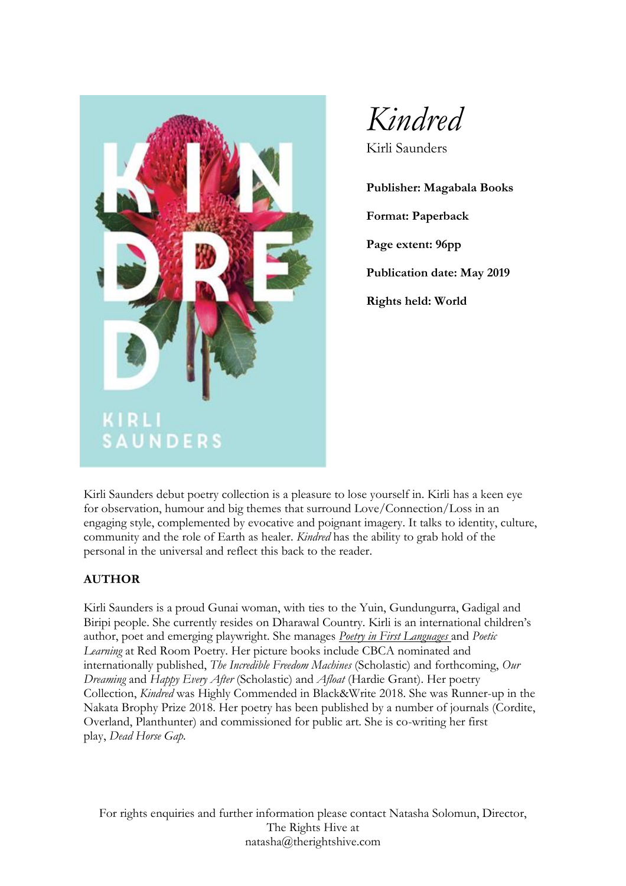# *Kindred*

Kirli Saunders

**Publisher: Magabala Books**

**Format: Paperback**

**Page extent: 96pp**

**Publication date: May 2019**

**Rights held: World**

Kirli Saunders debut poetry collection is a pleasure to lose yourself in. Kirli has a keen eye for observation, humour and big themes that surround Love/Connection/Loss in an engaging style, complemented by evocative and poignant imagery. It talks to identity, culture, community and the role of Earth as healer. *Kindred* has the ability to grab hold of the personal in the universal and reflect this back to the reader.

**AUTHOR**

Kirli Saunders is a proud Gunai woman, with ties to the Yuin, Gundungurra, Gadigal and Biripi people. She currently resides on Dharawal Country. Kirli is an international children's author, poet and emerging playwright. She manages *Poetry in First Languages* and *Poetic Learning* at Red Room Poetry. Her picture books include CBCA nominated and internationally published, *The Incredible Freedom Machines* (Scholastic) and forthcoming, *Our Dreaming* and *Happy Every After* (Scholastic) and *Afloat* (Hardie Grant). Her poetry Collection, *Kindred* was Highly Commended in Black&Write 2018. She was Runner-up in the Nakata Brophy Prize 2018. Her poetry has been published by a number of journals (Cordite, Overland, Planthunter) and commissioned for public art. She is co-writing her first play, *Dead Horse Gap*.

For rights enquiries and further information please contact Natasha Solomun, Director, The Rights Hive at natasha@therightshive.com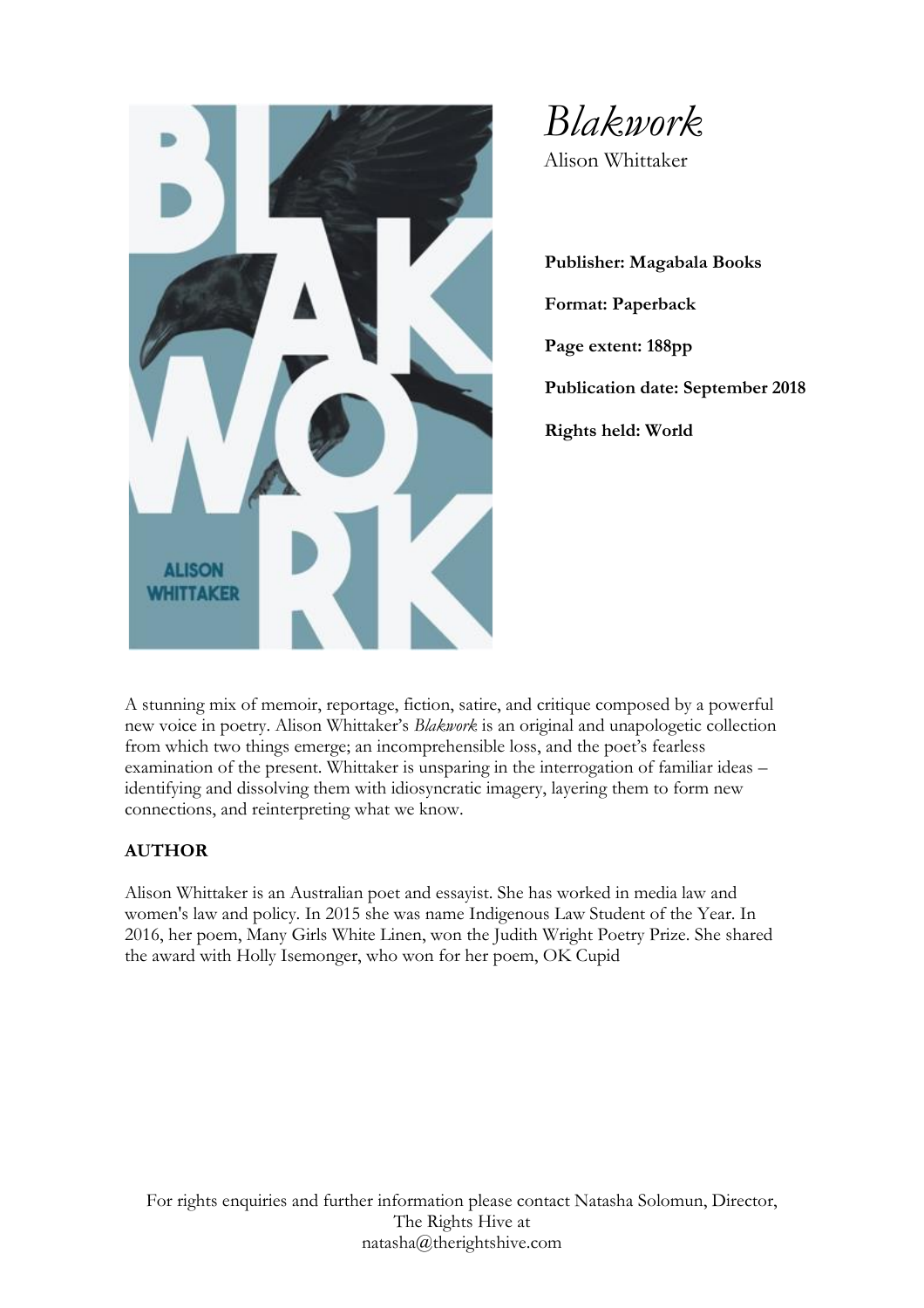# *Blakwork*

Alison Whittaker

**Publisher: Magabala Books**

**Format: Paperback**

**Page extent: 188pp**

**Publication date: September 2018**

**Rights held: World**

A stunning mix of memoir, reportage, fiction, satire, and critique composed by a powerful new voice in poetry. Alison Whittaker's *Blakwork* is an original and unapologetic collection from which two things emerge; an incomprehensible loss, and the poet's fearless examination of the present. Whittaker is unsparing in the interrogation of familiar ideas – identifying and dissolving them with idiosyncratic imagery, layering them to form new connections, and reinterpreting what we know.

**AUTHOR**

Alison Whittaker is an Australian poet and essayist. She has worked in media law and women's law and policy. In 2015 she was name Indigenous Law Student of the Year. In 2016, her poem, Many Girls White Linen, won the Judith Wright Poetry Prize. She shared the award with Holly Isemonger, who won for her poem, OK Cupid

For rights enquiries and further information please contact Natasha Solomun, Director, The Rights Hive at natasha@therightshive.com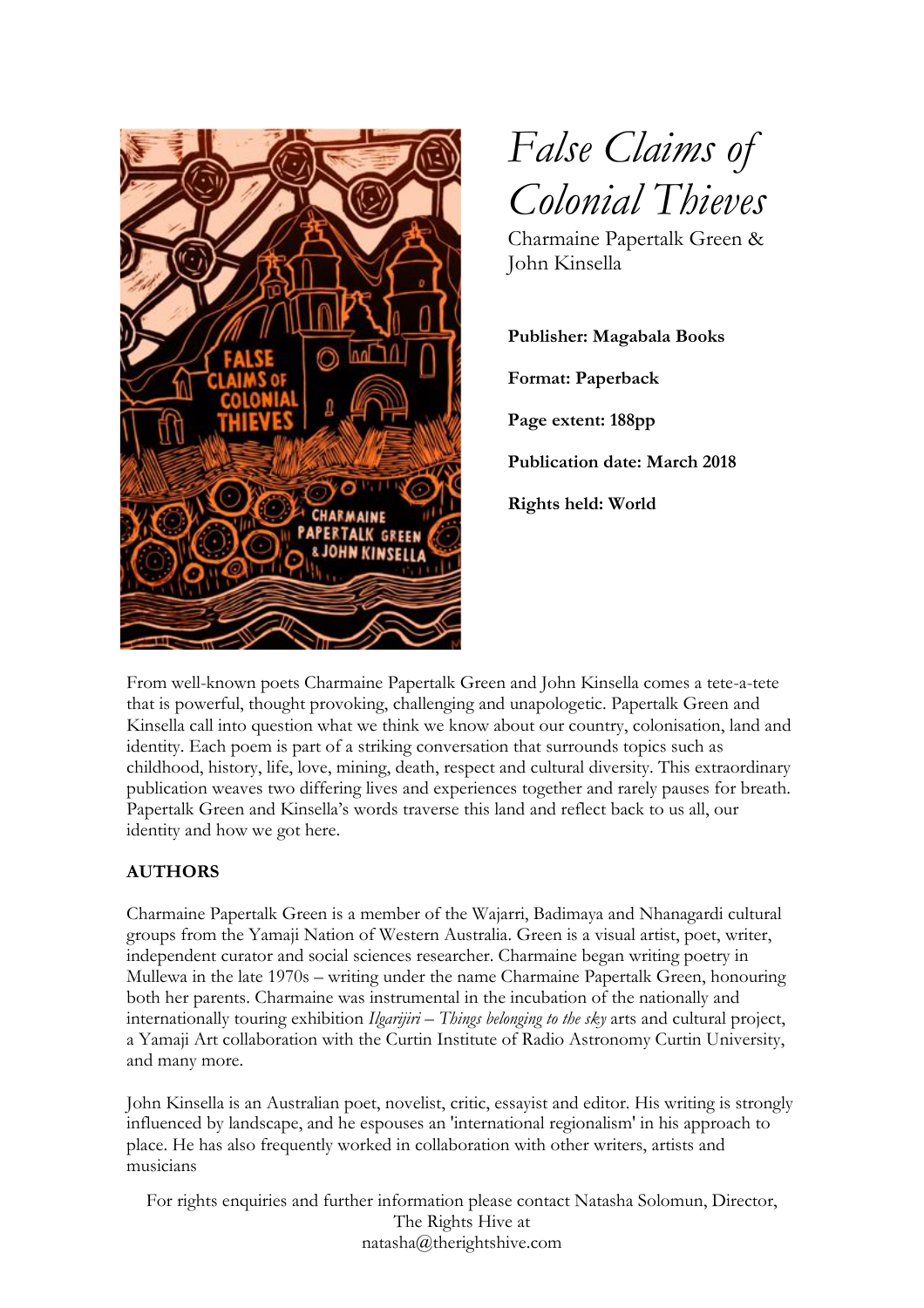# *False Claims of Colonial Thieves*

Charmaine Papertalk Green & John Kinsella

**Publisher: Magabala Books**

**Format: Paperback**

**Page extent: 188pp**

**Publication date: March 2018**

**Rights held: World**

From well-known poets Charmaine Papertalk Green and John Kinsella comes a tete-a-tete that is powerful, thought provoking, challenging and unapologetic. Papertalk Green and Kinsella call into question what we think we know about our country, colonisation, land and identity. Each poem is part of a striking conversation that surrounds topics such as childhood, history, life, love, mining, death, respect and cultural diversity. This extraordinary publication weaves two differing lives and experiences together and rarely pauses for breath. Papertalk Green and Kinsella's words traverse this land and reflect back to us all, our identity and how we got here.

**AUTHORS**

Charmaine Papertalk Green is a member of the Wajarri, Badimaya and Nhanagardi cultural groups from the Yamaji Nation of Western Australia. Green is a visual artist, poet, writer, independent curator and social sciences researcher. Charmaine began writing poetry in Mullewa in the late 1970s – writing under the name Charmaine Papertalk Green, honouring both her parents. Charmaine was instrumental in the incubation of the nationally and internationally touring exhibition *Ilgarijiri – Things belonging to the sky* arts and cultural project, a Yamaji Art collaboration with the Curtin Institute of Radio Astronomy Curtin University, and many more.

John Kinsella is an Australian poet, novelist, critic, essayist and editor. His writing is strongly influenced by landscape, and he espouses an 'international regionalism' in his approach to place. He has also frequently worked in collaboration with other writers, artists and musicians

For rights enquiries and further information please contact Natasha Solomun, Director, The Rights Hive at natasha@therightshive.com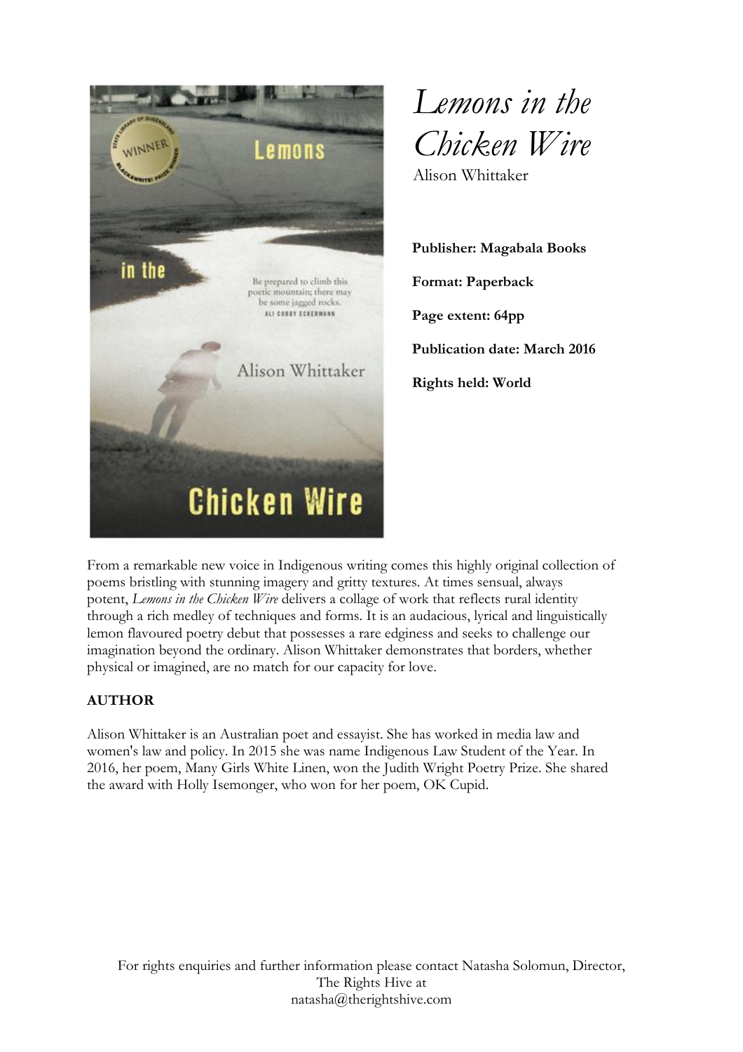# *Lemons in the Chicken Wire*

Alison Whittaker

**Publisher: Magabala Books**

**Format: Paperback**

**Page extent: 64pp**

**Publication date: March 2016**

**Rights held: World**

From a remarkable new voice in Indigenous writing comes this highly original collection of poems bristling with stunning imagery and gritty textures. At times sensual, always potent, *Lemons in the Chicken Wire* delivers a collage of work that reflects rural identity through a rich medley of techniques and forms. It is an audacious, lyrical and linguistically lemon flavoured poetry debut that possesses a rare edginess and seeks to challenge our imagination beyond the ordinary. Alison Whittaker demonstrates that borders, whether physical or imagined, are no match for our capacity for love.

**AUTHOR**

Alison Whittaker is an Australian poet and essayist. She has worked in media law and women's law and policy. In 2015 she was name Indigenous Law Student of the Year. In 2016, her poem, Many Girls White Linen, won the Judith Wright Poetry Prize. She shared the award with Holly Isemonger, who won for her poem, OK Cupid.

For rights enquiries and further information please contact Natasha Solomun, Director, The Rights Hive at natasha@therightshive.com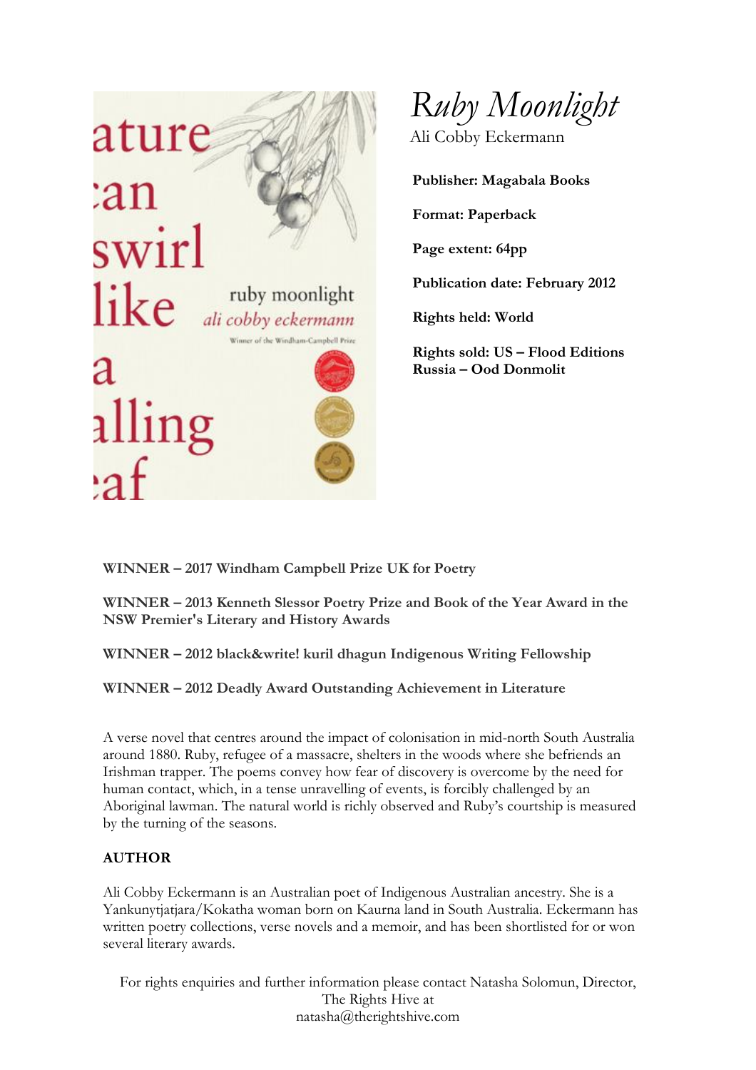# *Ruby Moonlight*

Ali Cobby Eckermann

**Publisher: Magabala Books**

**Format: Paperback**

**Page extent: 64pp**

**Publication date: February 2012**

**Rights held: World**

**Rights sold: US – Flood Editions**
**Russia – Ood Donmolit**

**WINNER – 2017 Windham Campbell Prize UK for Poetry**

**WINNER – 2013 Kenneth Slessor Poetry Prize and Book of the Year Award in the NSW Premier's Literary and History Awards**

**WINNER – 2012 black&write! kuril dhagun Indigenous Writing Fellowship**

**WINNER – 2012 Deadly Award Outstanding Achievement in Literature**

A verse novel that centres around the impact of colonisation in mid-north South Australia around 1880. Ruby, refugee of a massacre, shelters in the woods where she befriends an Irishman trapper. The poems convey how fear of discovery is overcome by the need for human contact, which, in a tense unravelling of events, is forcibly challenged by an Aboriginal lawman. The natural world is richly observed and Ruby's courtship is measured by the turning of the seasons.

**AUTHOR**

Ali Cobby Eckermann is an Australian poet of Indigenous Australian ancestry. She is a Yankunytjatjara/Kokatha woman born on Kaurna land in South Australia. Eckermann has written poetry collections, verse novels and a memoir, and has been shortlisted for or won several literary awards.

For rights enquiries and further information please contact Natasha Solomun, Director, The Rights Hive at natasha@therightshive.com